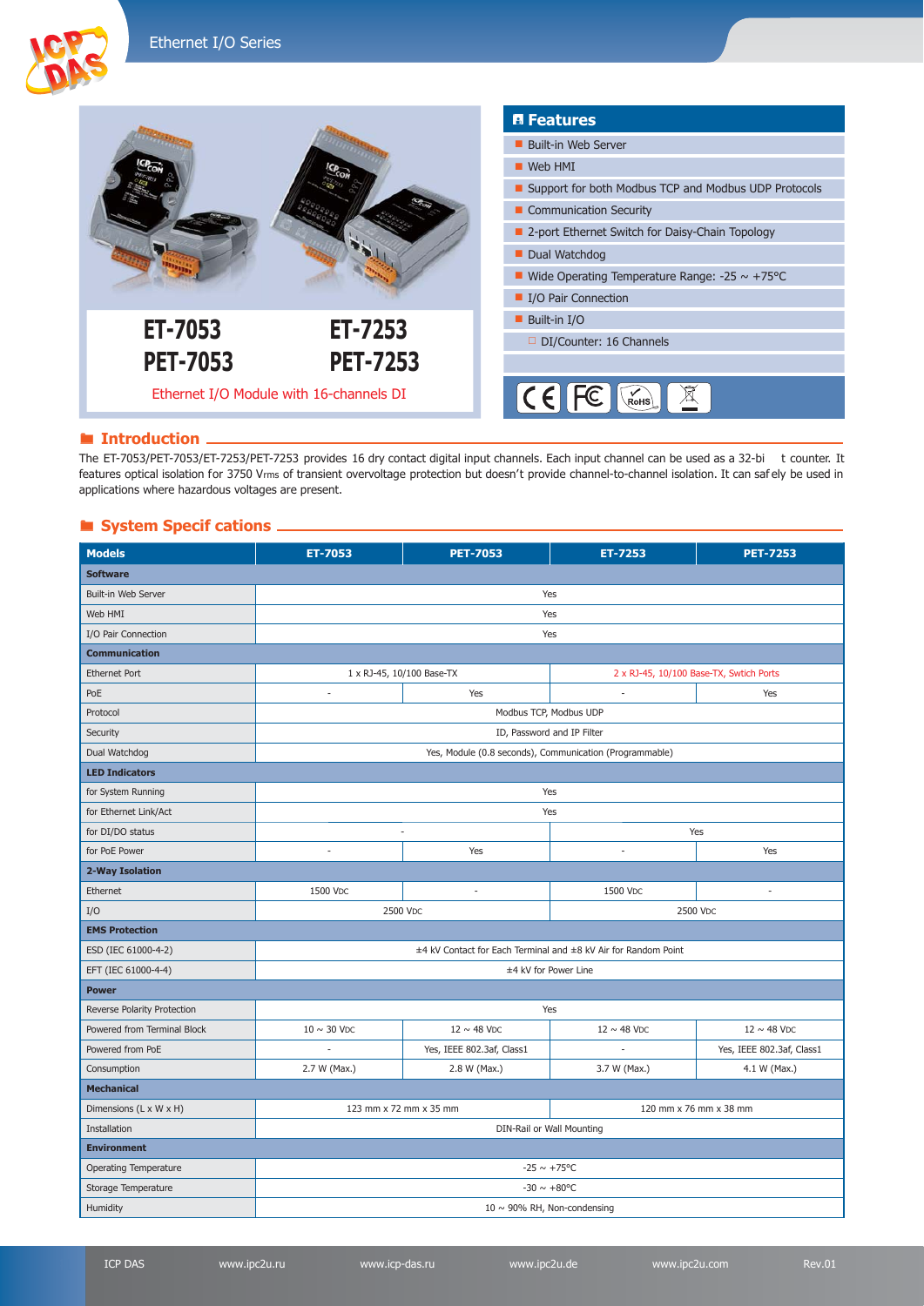# ET-7053 / PET-7053 / ET-7253 / PET-7253

Ethernet I/O Module with 16-channels DI

## Features

- Built-in Web Server
- Web HMI
- Support for both Modbus TCP and Modbus UDP Protocols
- Communication Security
- 2-port Ethernet Switch for Daisy-Chain Topology
- Dual Watchdog
- Wide Operating Temperature Range: -25 ~ +75°C
- I/O Pair Connection
- Built-in I/O
  - DI/Counter: 16 Channels

## Introduction

The ET-7053/PET-7053/ET-7253/PET-7253 provides 16 dry contact digital input channels. Each input channel can be used as a 32-bit counter. It features optical isolation for 3750 Vrms of transient overvoltage protection but doesn't provide channel-to-channel isolation. It can safely be used in applications where hazardous voltages are present.

## System Specifications

| Models | ET-7053 | PET-7053 | ET-7253 | PET-7253 |
|---|---|---|---|---|
| **Software** | | | | |
| Built-in Web Server | Yes | | | |
| Web HMI | Yes | | | |
| I/O Pair Connection | Yes | | | |
| **Communication** | | | | |
| Ethernet Port | 1 x RJ-45, 10/100 Base-TX | | 2 x RJ-45, 10/100 Base-TX, Swtich Ports | |
| PoE | - | Yes | - | Yes |
| Protocol | Modbus TCP, Modbus UDP | | | |
| Security | ID, Password and IP Filter | | | |
| Dual Watchdog | Yes, Module (0.8 seconds), Communication (Programmable) | | | |
| **LED Indicators** | | | | |
| for System Running | Yes | | | |
| for Ethernet Link/Act | Yes | | | |
| for DI/DO status | - | | Yes | |
| for PoE Power | - | Yes | - | Yes |
| **2-Way Isolation** | | | | |
| Ethernet | 1500 VDC | - | 1500 VDC | - |
| I/O | 2500 VDC | | 2500 VDC | |
| **EMS Protection** | | | | |
| ESD (IEC 61000-4-2) | ±4 kV Contact for Each Terminal and ±8 kV Air for Random Point | | | |
| EFT (IEC 61000-4-4) | ±4 kV for Power Line | | | |
| **Power** | | | | |
| Reverse Polarity Protection | Yes | | | |
| Powered from Terminal Block | 10 ~ 30 VDC | 12 ~ 48 VDC | 12 ~ 48 VDC | 12 ~ 48 VDC |
| Powered from PoE | - | Yes, IEEE 802.3af, Class1 | - | Yes, IEEE 802.3af, Class1 |
| Consumption | 2.7 W (Max.) | 2.8 W (Max.) | 3.7 W (Max.) | 4.1 W (Max.) |
| **Mechanical** | | | | |
| Dimensions (L x W x H) | 123 mm x 72 mm x 35 mm | | 120 mm x 76 mm x 38 mm | |
| Installation | DIN-Rail or Wall Mounting | | | |
| **Environment** | | | | |
| Operating Temperature | -25 ~ +75°C | | | |
| Storage Temperature | -30 ~ +80°C | | | |
| Humidity | 10 ~ 90% RH, Non-condensing | | | |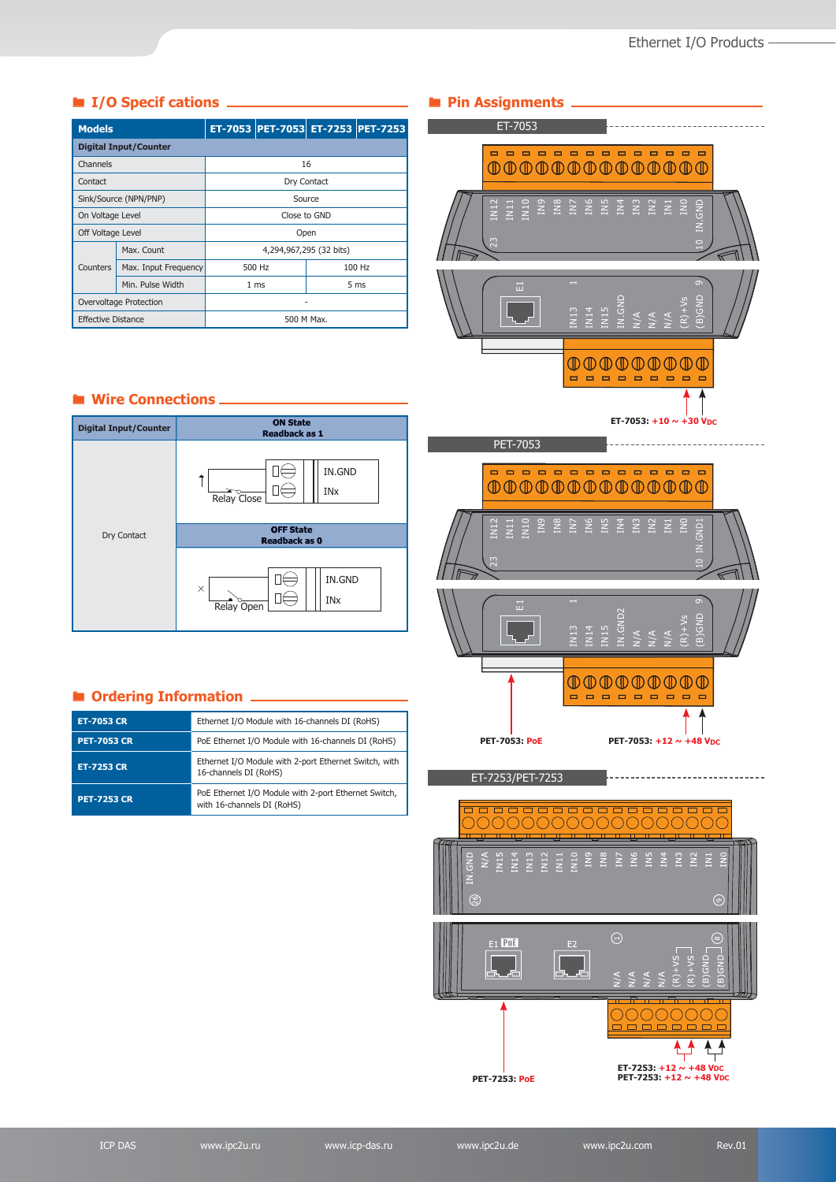## I/O Specifications

| Models | | ET-7053 | PET-7053 | ET-7253 | PET-7253 |
|---|---|---|---|---|---|
| **Digital Input/Counter** | | | | | |
| Channels | | 16 | | | |
| Contact | | Dry Contact | | | |
| Sink/Source (NPN/PNP) | | Source | | | |
| On Voltage Level | | Close to GND | | | |
| Off Voltage Level | | Open | | | |
| Counters | Max. Count | 4,294,967,295 (32 bits) | | | |
| | Max. Input Frequency | 500 Hz | | 100 Hz | |
| | Min. Pulse Width | 1 ms | | 5 ms | |
| Overvoltage Protection | | - | | | |
| Effective Distance | | 500 M Max. | | | |

## Wire Connections

| Digital Input/Counter | ON State Readback as 1 |
|---|---|
| Dry Contact | Relay Close — IN.GND, INx |
| | **OFF State Readback as 0** |
| | Relay Open — IN.GND, INx |

## Ordering Information

| | |
|---|---|
| **ET-7053 CR** | Ethernet I/O Module with 16-channels DI (RoHS) |
| **PET-7053 CR** | PoE Ethernet I/O Module with 16-channels DI (RoHS) |
| **ET-7253 CR** | Ethernet I/O Module with 2-port Ethernet Switch, with 16-channels DI (RoHS) |
| **PET-7253 CR** | PoE Ethernet I/O Module with 2-port Ethernet Switch, with 16-channels DI (RoHS) |

## Pin Assignments

### ET-7053

23 IN12 IN11 IN10 IN9 IN8 IN7 IN6 IN5 IN4 IN3 IN2 IN1 IN0 IN.GND 10

E1 1 IN13 IN14 IN15 IN.GND N/A N/A N/A (R)+Vs (B)GND 9

ET-7053: +10 ~ +30 VDC

### PET-7053

23 IN12 IN11 IN10 IN9 IN8 IN7 IN6 IN5 IN4 IN3 IN2 IN1 IN0 IN.GND1 10

E1 1 IN13 IN14 IN15 IN.GND2 N/A N/A N/A (R)+Vs (B)GND 9

PET-7053: PoE

PET-7053: +12 ~ +48 VDC

### ET-7253/PET-7253

26 IN.GND N/A IN15 IN14 IN13 IN12 IN11 IN10 IN9 IN8 IN7 IN6 IN5 IN4 IN3 IN2 IN1 IN0 9

E1 PoE E2 1 N/A N/A N/A N/A (R)+VS (R)+VS (B)GND (B)GND 8

PET-7253: PoE

ET-7253: +12 ~ +48 VDC
PET-7253: +12 ~ +48 VDC